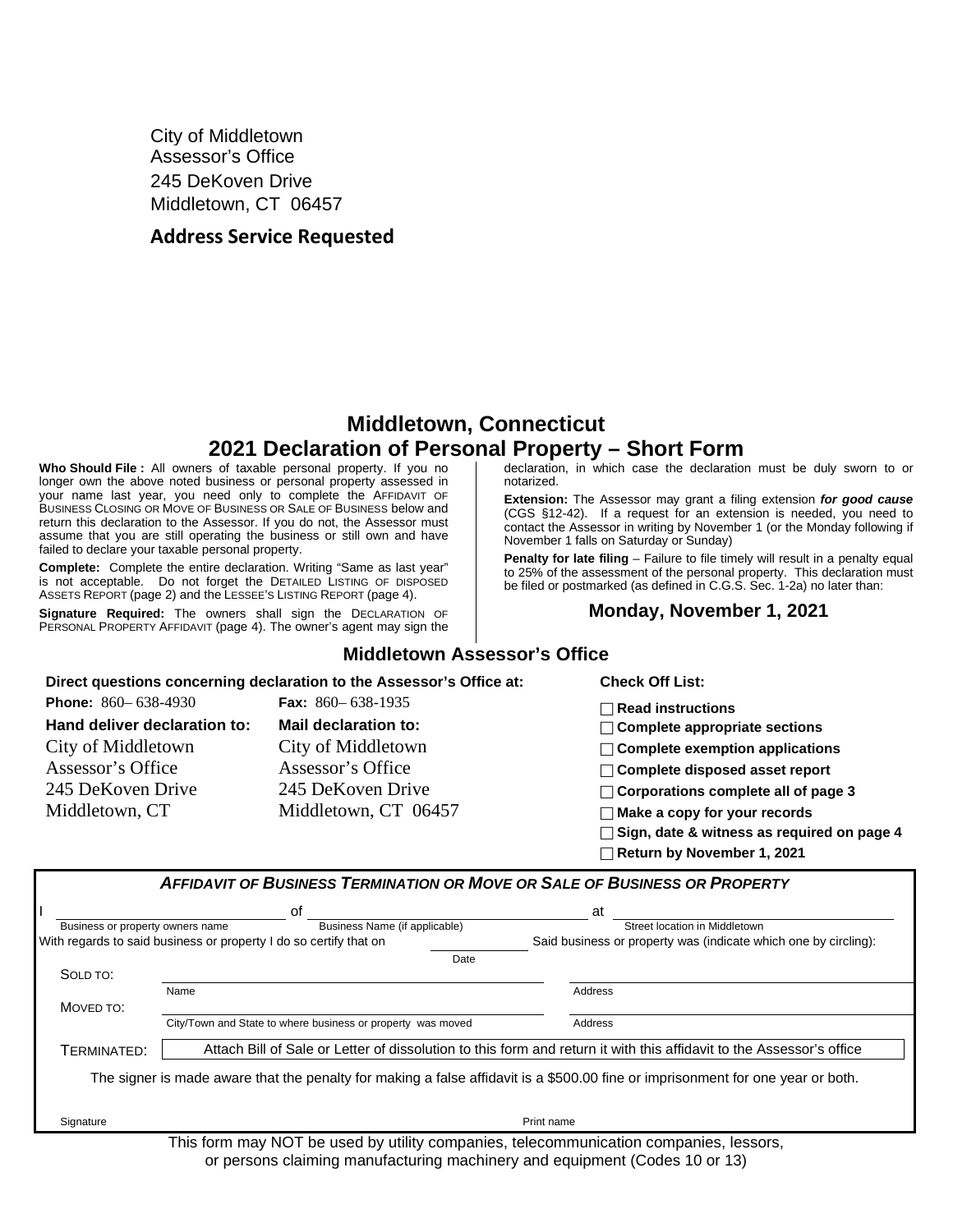City of Middletown
Assessor's Office
245 DeKoven Drive
Middletown, CT 06457

**Address Service Requested**

# Middletown, Connecticut
# 2021 Declaration of Personal Property – Short Form

**Who Should File :** All owners of taxable personal property. If you no longer own the above noted business or personal property assessed in your name last year, you need only to complete the AFFIDAVIT OF BUSINESS CLOSING OR MOVE OF BUSINESS OR SALE OF BUSINESS below and return this declaration to the Assessor. If you do not, the Assessor must assume that you are still operating the business or still own and have failed to declare your taxable personal property.

**Complete:** Complete the entire declaration. Writing "Same as last year" is not acceptable. Do not forget the DETAILED LISTING OF DISPOSED ASSETS REPORT (page 2) and the LESSEE'S LISTING REPORT (page 4).

**Signature Required:** The owners shall sign the DECLARATION OF PERSONAL PROPERTY AFFIDAVIT (page 4). The owner's agent may sign the declaration, in which case the declaration must be duly sworn to or notarized.

**Extension:** The Assessor may grant a filing extension ***for good cause*** (CGS §12-42). If a request for an extension is needed, you need to contact the Assessor in writing by November 1 (or the Monday following if November 1 falls on Saturday or Sunday)

**Penalty for late filing** – Failure to file timely will result in a penalty equal to 25% of the assessment of the personal property. This declaration must be filed or postmarked (as defined in C.G.S. Sec. 1-2a) no later than:

**Monday, November 1, 2021**

## Middletown Assessor's Office

**Direct questions concerning declaration to the Assessor's Office at:**

**Phone:** 860– 638-4930 **Fax:** 860– 638-1935

| Hand deliver declaration to: | Mail declaration to: |
|---|---|
| City of Middletown | City of Middletown |
| Assessor's Office | Assessor's Office |
| 245 DeKoven Drive | 245 DeKoven Drive |
| Middletown, CT | Middletown, CT 06457 |

**Check Off List:**

- ☐ **Read instructions**
- ☐ **Complete appropriate sections**
- ☐ **Complete exemption applications**
- ☐ **Complete disposed asset report**
- ☐ **Corporations complete all of page 3**
- ☐ **Make a copy for your records**
- ☐ **Sign, date & witness as required on page 4**
- ☐ **Return by November 1, 2021**

### *AFFIDAVIT OF BUSINESS TERMINATION OR MOVE OR SALE OF BUSINESS OR PROPERTY*

I \_\_\_\_\_\_\_\_\_\_\_\_\_\_\_\_ of \_\_\_\_\_\_\_\_\_\_\_\_\_\_\_\_ at \_\_\_\_\_\_\_\_\_\_\_\_\_\_\_\_
Business or property owners name — Business Name (if applicable) — Street location in Middletown

With regards to said business or property I do so certify that on \_\_\_\_\_\_\_\_ (Date) Said business or property was (indicate which one by circling):

SOLD TO: \_\_\_\_\_\_\_\_\_\_\_\_\_\_\_\_ (Name) \_\_\_\_\_\_\_\_\_\_\_\_\_\_\_\_ (Address)

MOVED TO: \_\_\_\_\_\_\_\_\_\_\_\_\_\_\_\_ (City/Town and State to where business or property was moved) \_\_\_\_\_\_\_\_\_\_\_\_\_\_\_\_ (Address)

TERMINATED: Attach Bill of Sale or Letter of dissolution to this form and return it with this affidavit to the Assessor's office

The signer is made aware that the penalty for making a false affidavit is a $500.00 fine or imprisonment for one year or both.

Signature \_\_\_\_\_\_\_\_\_\_\_\_\_\_\_\_ Print name \_\_\_\_\_\_\_\_\_\_\_\_\_\_\_\_

This form may NOT be used by utility companies, telecommunication companies, lessors, or persons claiming manufacturing machinery and equipment (Codes 10 or 13)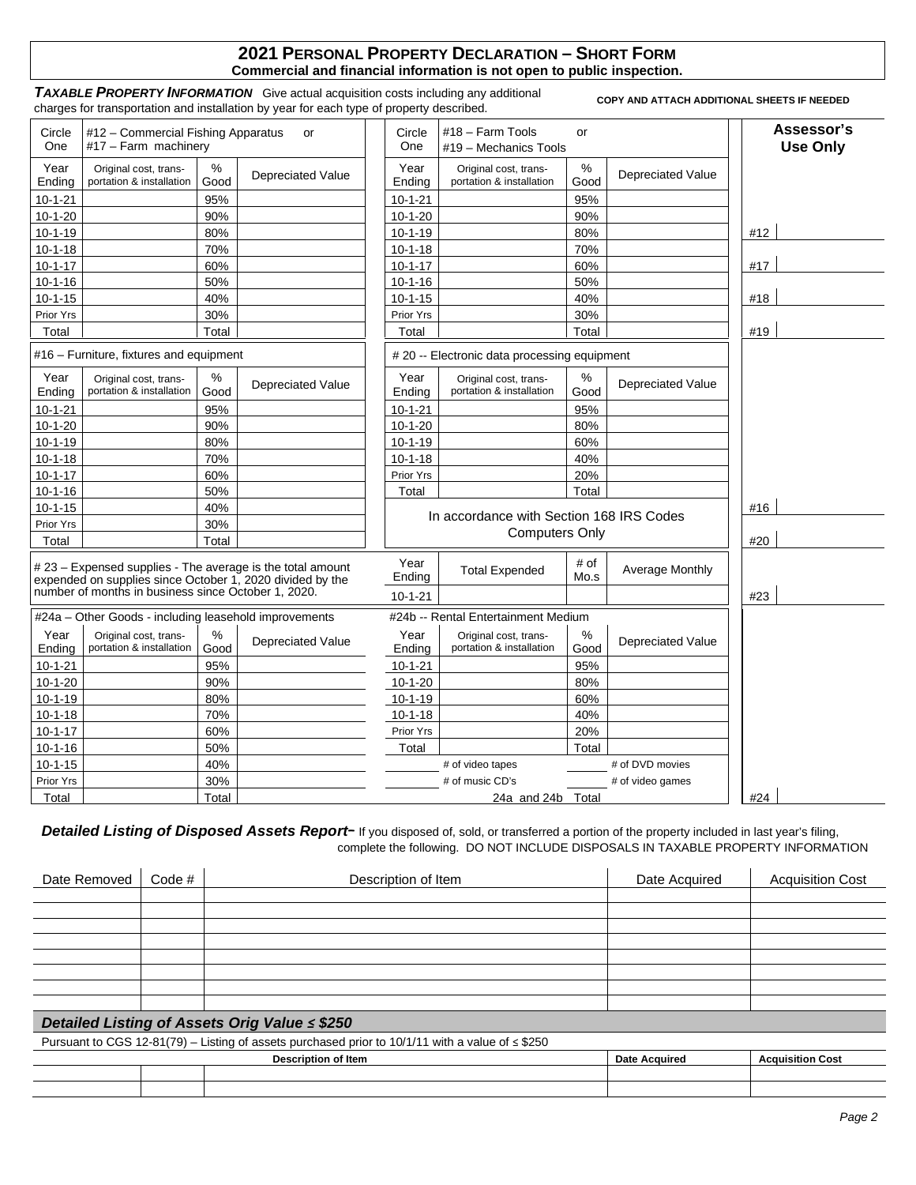## 2021 PERSONAL PROPERTY DECLARATION – SHORT FORM

**Commercial and financial information is not open to public inspection.**

***TAXABLE PROPERTY INFORMATION*** Give actual acquisition costs including any additional charges for transportation and installation by year for each type of property described.

**COPY AND ATTACH ADDITIONAL SHEETS IF NEEDED**

| Circle One | #12 – Commercial Fishing Apparatus or #17 – Farm machinery | | |
|---|---|---|---|
| Year Ending | Original cost, transportation & installation | % Good | Depreciated Value |
| 10-1-21 | | 95% | |
| 10-1-20 | | 90% | |
| 10-1-19 | | 80% | |
| 10-1-18 | | 70% | |
| 10-1-17 | | 60% | |
| 10-1-16 | | 50% | |
| 10-1-15 | | 40% | |
| Prior Yrs | | 30% | |
| Total | | Total | |

| Circle One | #18 – Farm Tools or #19 – Mechanics Tools | | |
|---|---|---|---|
| Year Ending | Original cost, transportation & installation | % Good | Depreciated Value |
| 10-1-21 | | 95% | |
| 10-1-20 | | 90% | |
| 10-1-19 | | 80% | |
| 10-1-18 | | 70% | |
| 10-1-17 | | 60% | |
| 10-1-16 | | 50% | |
| 10-1-15 | | 40% | |
| Prior Yrs | | 30% | |
| Total | | Total | |

| #16 – Furniture, fixtures and equipment | | | |
|---|---|---|---|
| Year Ending | Original cost, transportation & installation | % Good | Depreciated Value |
| 10-1-21 | | 95% | |
| 10-1-20 | | 90% | |
| 10-1-19 | | 80% | |
| 10-1-18 | | 70% | |
| 10-1-17 | | 60% | |
| 10-1-16 | | 50% | |
| 10-1-15 | | 40% | |
| Prior Yrs | | 30% | |
| Total | | Total | |

| # 20 -- Electronic data processing equipment | | | |
|---|---|---|---|
| Year Ending | Original cost, transportation & installation | % Good | Depreciated Value |
| 10-1-21 | | 95% | |
| 10-1-20 | | 80% | |
| 10-1-19 | | 60% | |
| 10-1-18 | | 40% | |
| Prior Yrs | | 20% | |
| Total | | Total | |

In accordance with Section 168 IRS Codes Computers Only

# 23 – Expensed supplies - The average is the total amount expended on supplies since October 1, 2020 divided by the number of months in business since October 1, 2020.

| Year Ending | Total Expended | # of Mo.s | Average Monthly |
|---|---|---|---|
| 10-1-21 | | | |

| #24a – Other Goods - including leasehold improvements | | | |
|---|---|---|---|
| Year Ending | Original cost, transportation & installation | % Good | Depreciated Value |
| 10-1-21 | | 95% | |
| 10-1-20 | | 90% | |
| 10-1-19 | | 80% | |
| 10-1-18 | | 70% | |
| 10-1-17 | | 60% | |
| 10-1-16 | | 50% | |
| 10-1-15 | | 40% | |
| Prior Yrs | | 30% | |
| Total | | Total | |

| #24b -- Rental Entertainment Medium | | | |
|---|---|---|---|
| Year Ending | Original cost, transportation & installation | % Good | Depreciated Value |
| 10-1-21 | | 95% | |
| 10-1-20 | | 80% | |
| 10-1-19 | | 60% | |
| 10-1-18 | | 40% | |
| Prior Yrs | | 20% | |
| Total | | Total | |
| | # of video tapes | | # of DVD movies |
| | # of music CD's | | # of video games |
| | 24a and 24b | Total | |

**Assessor's Use Only**

| | |
|---|---|
| #12 | |
| #17 | |
| #18 | |
| #19 | |
| #16 | |
| #20 | |
| #23 | |
| #24 | |

***Detailed Listing of Disposed Assets Report*** – If you disposed of, sold, or transferred a portion of the property included in last year's filing, complete the following. DO NOT INCLUDE DISPOSALS IN TAXABLE PROPERTY INFORMATION

| Date Removed | Code # | Description of Item | Date Acquired | Acquisition Cost |
|---|---|---|---|---|
| | | | | |
| | | | | |
| | | | | |
| | | | | |
| | | | | |
| | | | | |
| | | | | |
| | | | | |

### *Detailed Listing of Assets Orig Value ≤ $250*

Pursuant to CGS 12-81(79) – Listing of assets purchased prior to 10/1/11 with a value of ≤ $250

| | | Description of Item | Date Acquired | Acquisition Cost |
|---|---|---|---|---|
| | | | | |
| | | | | |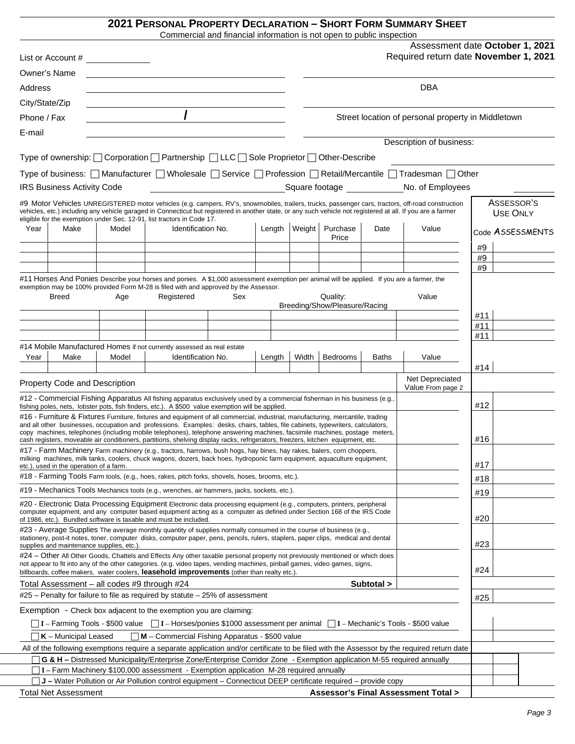# 2021 PERSONAL PROPERTY DECLARATION – SHORT FORM SUMMARY SHEET

Commercial and financial information is not open to public inspection

Assessment date **October 1, 2021**
Required return date **November 1, 2021**

List or Account # ____________

Owner's Name ____________

Address ____________

City/State/Zip ____________

Phone / Fax ____________ / ____________

E-mail ____________

DBA ____________

Street location of personal property in Middletown ____________

Description of business: ____________

Type of ownership: ☐ Corporation ☐ Partnership ☐ LLC ☐ Sole Proprietor ☐ Other-Describe ____________

Type of business: ☐ Manufacturer ☐ Wholesale ☐ Service ☐ Profession ☐ Retail/Mercantile ☐ Tradesman ☐ Other

IRS Business Activity Code ____________ Square footage ____________ No. of Employees ____________

**ASSESSOR'S USE ONLY**

#9 Motor Vehicles UNREGISTERED motor vehicles (e.g. campers, RV's, snowmobiles, trailers, trucks, passenger cars, tractors, off-road construction vehicles, etc.) including any vehicle garaged in Connecticut but registered in another state, or any such vehicle not registered at all. If you are a farmer eligible for the exemption under Sec. 12-91, list tractors in Code 17.

| Year | Make | Model | Identification No. | Length | Weight | Purchase Price | Date | Value | Code | ASSESSMENTS |
|---|---|---|---|---|---|---|---|---|---|---|
| | | | | | | | | | #9 | |
| | | | | | | | | | #9 | |
| | | | | | | | | | #9 | |

#11 Horses And Ponies Describe your horses and ponies. A $1,000 assessment exemption per animal will be applied. If you are a farmer, the exemption may be 100% provided Form M-28 is filed with and approved by the Assessor.

| Breed | Age | Registered | Sex | Quality: Breeding/Show/Pleasure/Racing | Value | Code | ASSESSMENTS |
|---|---|---|---|---|---|---|---|
| | | | | | | #11 | |
| | | | | | | #11 | |
| | | | | | | #11 | |

#14 Mobile Manufactured Homes if not currently assessed as real estate

| Year | Make | Model | Identification No. | Length | Width | Bedrooms | Baths | Value | Code | ASSESSMENTS |
|---|---|---|---|---|---|---|---|---|---|---|
| | | | | | | | | | #14 | |

| Property Code and Description | Net Depreciated Value From page 2 | Code | ASSESSMENTS |
|---|---|---|---|
| #12 - Commercial Fishing Apparatus All fishing apparatus exclusively used by a commercial fisherman in his business (e.g., fishing poles, nets, lobster pots, fish finders, etc.). A $500 value exemption will be applied. | | #12 | |
| #16 - Furniture & Fixtures Furniture, fixtures and equipment of all commercial, industrial, manufacturing, mercantile, trading and all other businesses, occupation and professions. Examples: desks, chairs, tables, file cabinets, typewriters, calculators, copy machines, telephones (including mobile telephones), telephone answering machines, facsimile machines, postage meters, cash registers, moveable air conditioners, partitions, shelving display racks, refrigerators, freezers, kitchen equipment, etc. | | #16 | |
| #17 - Farm Machinery Farm machinery (e.g., tractors, harrows, bush hogs, hay bines, hay rakes, balers, corn choppers, milking machines, milk tanks, coolers, chuck wagons, dozers, back hoes, hydroponic farm equipment, aquaculture equipment, etc.), used in the operation of a farm. | | #17 | |
| #18 - Farming Tools Farm tools, (e.g., hoes, rakes, pitch forks, shovels, hoses, brooms, etc.). | | #18 | |
| #19 - Mechanics Tools Mechanics tools (e.g., wrenches, air hammers, jacks, sockets, etc.). | | #19 | |
| #20 - Electronic Data Processing Equipment Electronic data processing equipment (e.g., computers, printers, peripheral computer equipment, and any computer based equipment acting as a computer as defined under Section 168 of the IRS Code of 1986, etc.). Bundled software is taxable and must be included. | | #20 | |
| #23 - Average Supplies The average monthly quantity of supplies normally consumed in the course of business (e.g., stationery, post-it notes, toner, computer disks, computer paper, pens, pencils, rulers, staplers, paper clips, medical and dental supplies and maintenance supplies, etc.). | | #23 | |
| #24 – Other All Other Goods, Chattels and Effects Any other taxable personal property not previously mentioned or which does not appear to fit into any of the other categories. (e.g. video tapes, vending machines, pinball games, video games, signs, billboards, coffee makers, water coolers, **leasehold improvements** (other than realty etc.). | | #24 | |
| Total Assessment – all codes #9 through #24 **Subtotal >** | | | |
| #25 – Penalty for failure to file as required by statute – 25% of assessment | | #25 | |

Exemption - Check box adjacent to the exemption you are claiming:

☐ **I** – Farming Tools - $500 value ☐ **I** – Horses/ponies $1000 assessment per animal ☐ **I** – Mechanic's Tools - $500 value

☐ **K** – Municipal Leased ☐ **M** – Commercial Fishing Apparatus - $500 value

All of the following exemptions require a separate application and/or certificate to be filed with the Assessor by the required return date

☐ **G & H –** Distressed Municipality/Enterprise Zone/Enterprise Corridor Zone - Exemption application M-55 required annually

☐ **I** – Farm Machinery $100,000 assessment - Exemption application M-28 required annually

☐ **J –** Water Pollution or Air Pollution control equipment – Connecticut DEEP certificate required – provide copy

Total Net Assessment **Assessor's Final Assessment Total >**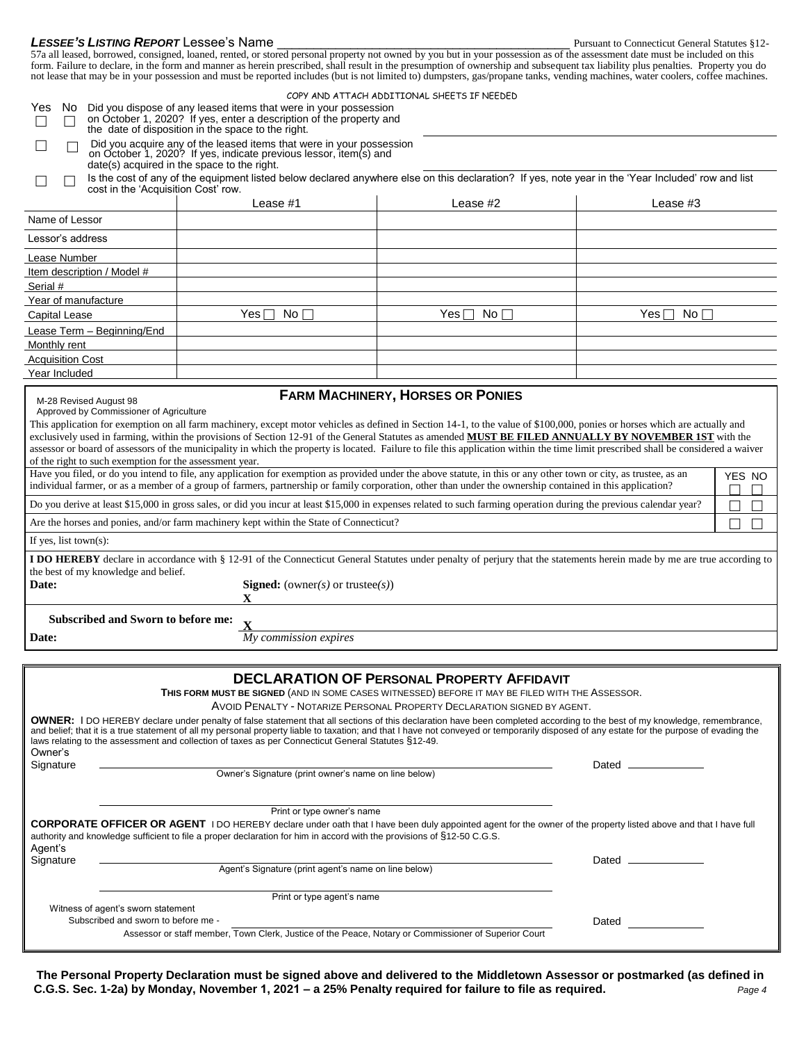***LESSEE'S LISTING REPORT*** Lessee's Name ___________________________________________ Pursuant to Connecticut General Statutes §12-57a all leased, borrowed, consigned, loaned, rented, or stored personal property not owned by you but in your possession as of the assessment date must be included on this form. Failure to declare, in the form and manner as herein prescribed, shall result in the presumption of ownership and subsequent tax liability plus penalties. Property you do not lease that may be in your possession and must be reported includes (but is not limited to) dumpsters, gas/propane tanks, vending machines, water coolers, coffee machines.

COPY AND ATTACH ADDITIONAL SHEETS IF NEEDED

| Yes | No | | |
|---|---|---|---|
| ☐ | ☐ | Did you dispose of any leased items that were in your possession on October 1, 2020? If yes, enter a description of the property and the date of disposition in the space to the right. | |
| ☐ | ☐ | Did you acquire any of the leased items that were in your possession on October 1, 2020? If yes, indicate previous lessor, item(s) and date(s) acquired in the space to the right. | |
| ☐ | ☐ | Is the cost of any of the equipment listed below declared anywhere else on this declaration? If yes, note year in the 'Year Included' row and list cost in the 'Acquisition Cost' row. | |

| | Lease #1 | Lease #2 | Lease #3 |
|---|---|---|---|
| Name of Lessor | | | |
| Lessor's address | | | |
| Lease Number | | | |
| Item description / Model # | | | |
| Serial # | | | |
| Year of manufacture | | | |
| Capital Lease | Yes ☐ No ☐ | Yes ☐ No ☐ | Yes ☐ No ☐ |
| Lease Term – Beginning/End | | | |
| Monthly rent | | | |
| Acquisition Cost | | | |
| Year Included | | | |

## FARM MACHINERY, HORSES OR PONIES

M-28 Revised August 98
Approved by Commissioner of Agriculture

This application for exemption on all farm machinery, except motor vehicles as defined in Section 14-1, to the value of $100,000, ponies or horses which are actually and exclusively used in farming, within the provisions of Section 12-91 of the General Statutes as amended **MUST BE FILED ANNUALLY BY NOVEMBER 1ST** with the assessor or board of assessors of the municipality in which the property is located. Failure to file this application within the time limit prescribed shall be considered a waiver of the right to such exemption for the assessment year.

| | YES | NO |
|---|---|---|
| Have you filed, or do you intend to file, any application for exemption as provided under the above statute, in this or any other town or city, as trustee, as an individual farmer, or as a member of a group of farmers, partnership or family corporation, other than under the ownership contained in this application? | ☐ | ☐ |
| Do you derive at least $15,000 in gross sales, or did you incur at least $15,000 in expenses related to such farming operation during the previous calendar year? | ☐ | ☐ |
| Are the horses and ponies, and/or farm machinery kept within the State of Connecticut? | ☐ | ☐ |
| If yes, list town(s): | | |

**I DO HEREBY** declare in accordance with § 12-91 of the Connecticut General Statutes under penalty of perjury that the statements herein made by me are true according to the best of my knowledge and belief.

**Date:** **Signed:** (owner*(s)* or trustee*(s)*)
**X**

**Subscribed and Sworn to before me:** **X**
**Date:** *My commission expires*

## DECLARATION OF PERSONAL PROPERTY AFFIDAVIT

**THIS FORM MUST BE SIGNED** (AND IN SOME CASES WITNESSED) BEFORE IT MAY BE FILED WITH THE ASSESSOR.

AVOID PENALTY - NOTARIZE PERSONAL PROPERTY DECLARATION SIGNED BY AGENT.

**OWNER:** I DO HEREBY declare under penalty of false statement that all sections of this declaration have been completed according to the best of my knowledge, remembrance, and belief; that it is a true statement of all my personal property liable to taxation; and that I have not conveyed or temporarily disposed of any estate for the purpose of evading the laws relating to the assessment and collection of taxes as per Connecticut General Statutes §12-49.

Owner's Signature ______________________________ Dated ____________
Owner's Signature (print owner's name on line below)

______________________________
Print or type owner's name

**CORPORATE OFFICER OR AGENT** I DO HEREBY declare under oath that I have been duly appointed agent for the owner of the property listed above and that I have full authority and knowledge sufficient to file a proper declaration for him in accord with the provisions of §12-50 C.G.S.

Agent's Signature ______________________________ Dated ____________
Agent's Signature (print agent's name on line below)

______________________________
Print or type agent's name

Witness of agent's sworn statement
Subscribed and sworn to before me - ______________________________ Dated ____________
Assessor or staff member, Town Clerk, Justice of the Peace, Notary or Commissioner of Superior Court

**The Personal Property Declaration must be signed above and delivered to the Middletown Assessor or postmarked (as defined in C.G.S. Sec. 1-2a) by Monday, November 1, 2021 – a 25% Penalty required for failure to file as required.**